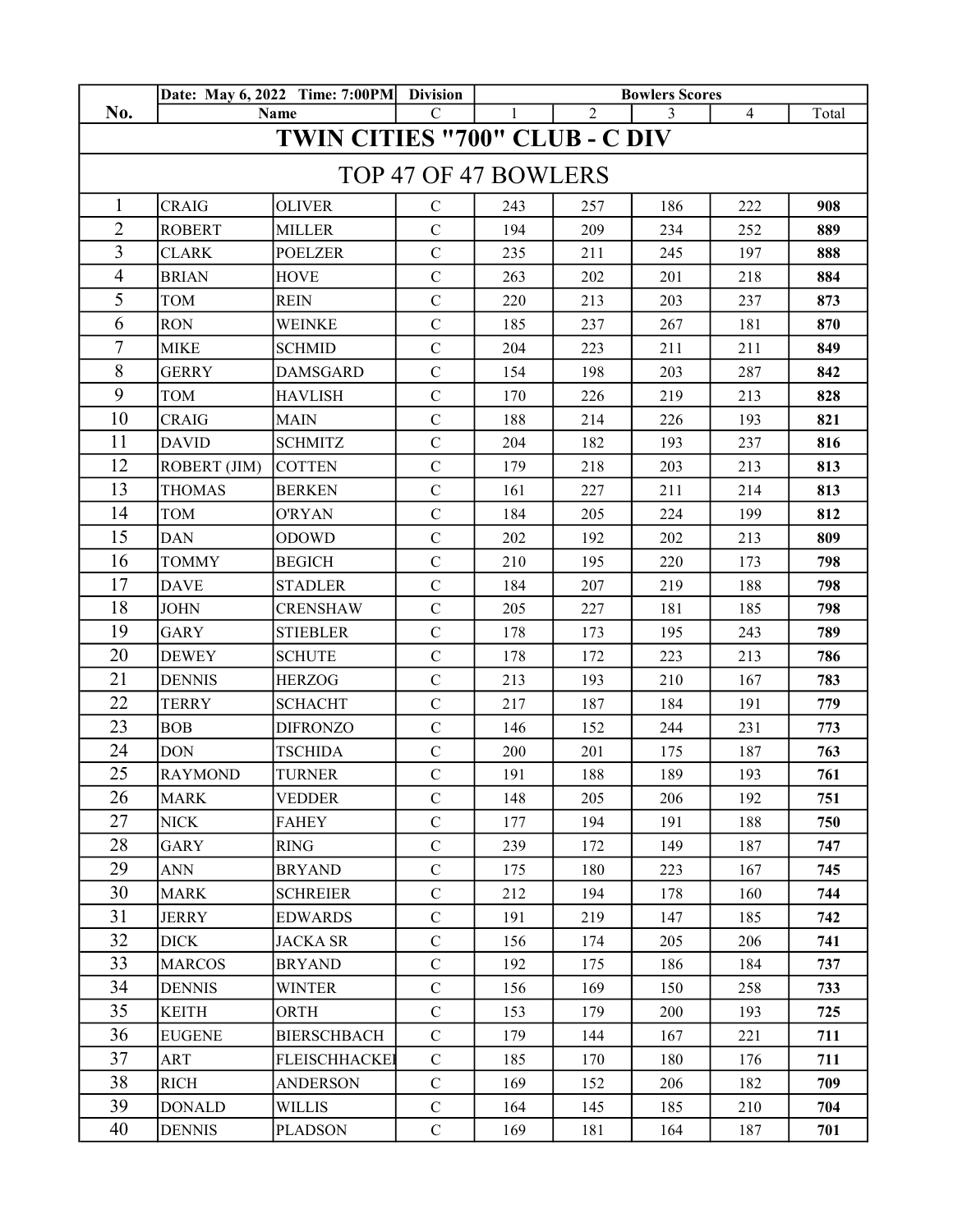| No. | Date: May 6, 2022 Time: 7:00PM | | Division | Bowlers Scores | | | | |
|---|---|---|---|---|---|---|---|---|
| | Name | | C | 1 | 2 | 3 | 4 | Total |

## TWIN CITIES "700" CLUB - C DIV

### TOP 47 OF 47 BOWLERS

| No. | First Name | Last Name | Division | 1 | 2 | 3 | 4 | Total |
|---|---|---|---|---|---|---|---|---|
| 1 | CRAIG | OLIVER | C | 243 | 257 | 186 | 222 | **908** |
| 2 | ROBERT | MILLER | C | 194 | 209 | 234 | 252 | **889** |
| 3 | CLARK | POELZER | C | 235 | 211 | 245 | 197 | **888** |
| 4 | BRIAN | HOVE | C | 263 | 202 | 201 | 218 | **884** |
| 5 | TOM | REIN | C | 220 | 213 | 203 | 237 | **873** |
| 6 | RON | WEINKE | C | 185 | 237 | 267 | 181 | **870** |
| 7 | MIKE | SCHMID | C | 204 | 223 | 211 | 211 | **849** |
| 8 | GERRY | DAMSGARD | C | 154 | 198 | 203 | 287 | **842** |
| 9 | TOM | HAVLISH | C | 170 | 226 | 219 | 213 | **828** |
| 10 | CRAIG | MAIN | C | 188 | 214 | 226 | 193 | **821** |
| 11 | DAVID | SCHMITZ | C | 204 | 182 | 193 | 237 | **816** |
| 12 | ROBERT (JIM) | COTTEN | C | 179 | 218 | 203 | 213 | **813** |
| 13 | THOMAS | BERKEN | C | 161 | 227 | 211 | 214 | **813** |
| 14 | TOM | O'RYAN | C | 184 | 205 | 224 | 199 | **812** |
| 15 | DAN | ODOWD | C | 202 | 192 | 202 | 213 | **809** |
| 16 | TOMMY | BEGICH | C | 210 | 195 | 220 | 173 | **798** |
| 17 | DAVE | STADLER | C | 184 | 207 | 219 | 188 | **798** |
| 18 | JOHN | CRENSHAW | C | 205 | 227 | 181 | 185 | **798** |
| 19 | GARY | STIEBLER | C | 178 | 173 | 195 | 243 | **789** |
| 20 | DEWEY | SCHUTE | C | 178 | 172 | 223 | 213 | **786** |
| 21 | DENNIS | HERZOG | C | 213 | 193 | 210 | 167 | **783** |
| 22 | TERRY | SCHACHT | C | 217 | 187 | 184 | 191 | **779** |
| 23 | BOB | DIFRONZO | C | 146 | 152 | 244 | 231 | **773** |
| 24 | DON | TSCHIDA | C | 200 | 201 | 175 | 187 | **763** |
| 25 | RAYMOND | TURNER | C | 191 | 188 | 189 | 193 | **761** |
| 26 | MARK | VEDDER | C | 148 | 205 | 206 | 192 | **751** |
| 27 | NICK | FAHEY | C | 177 | 194 | 191 | 188 | **750** |
| 28 | GARY | RING | C | 239 | 172 | 149 | 187 | **747** |
| 29 | ANN | BRYAND | C | 175 | 180 | 223 | 167 | **745** |
| 30 | MARK | SCHREIER | C | 212 | 194 | 178 | 160 | **744** |
| 31 | JERRY | EDWARDS | C | 191 | 219 | 147 | 185 | **742** |
| 32 | DICK | JACKA SR | C | 156 | 174 | 205 | 206 | **741** |
| 33 | MARCOS | BRYAND | C | 192 | 175 | 186 | 184 | **737** |
| 34 | DENNIS | WINTER | C | 156 | 169 | 150 | 258 | **733** |
| 35 | KEITH | ORTH | C | 153 | 179 | 200 | 193 | **725** |
| 36 | EUGENE | BIERSCHBACH | C | 179 | 144 | 167 | 221 | **711** |
| 37 | ART | FLEISCHHACKEI | C | 185 | 170 | 180 | 176 | **711** |
| 38 | RICH | ANDERSON | C | 169 | 152 | 206 | 182 | **709** |
| 39 | DONALD | WILLIS | C | 164 | 145 | 185 | 210 | **704** |
| 40 | DENNIS | PLADSON | C | 169 | 181 | 164 | 187 | **701** |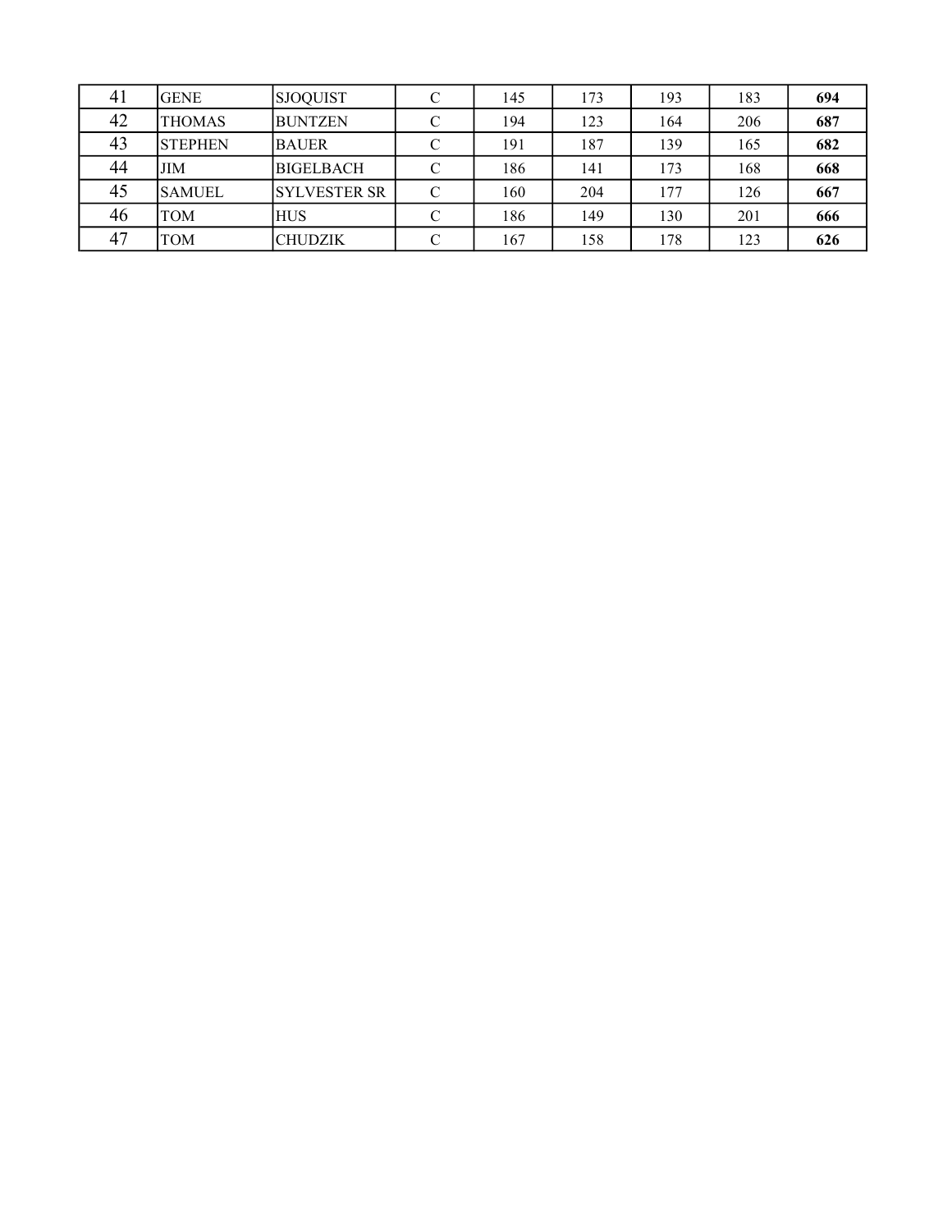| | | | | | | | | |
|---|---|---|---|---|---|---|---|---|
| 41 | GENE | SJOQUIST | C | 145 | 173 | 193 | 183 | **694** |
| 42 | THOMAS | BUNTZEN | C | 194 | 123 | 164 | 206 | **687** |
| 43 | STEPHEN | BAUER | C | 191 | 187 | 139 | 165 | **682** |
| 44 | JIM | BIGELBACH | C | 186 | 141 | 173 | 168 | **668** |
| 45 | SAMUEL | SYLVESTER SR | C | 160 | 204 | 177 | 126 | **667** |
| 46 | TOM | HUS | C | 186 | 149 | 130 | 201 | **666** |
| 47 | TOM | CHUDZIK | C | 167 | 158 | 178 | 123 | **626** |